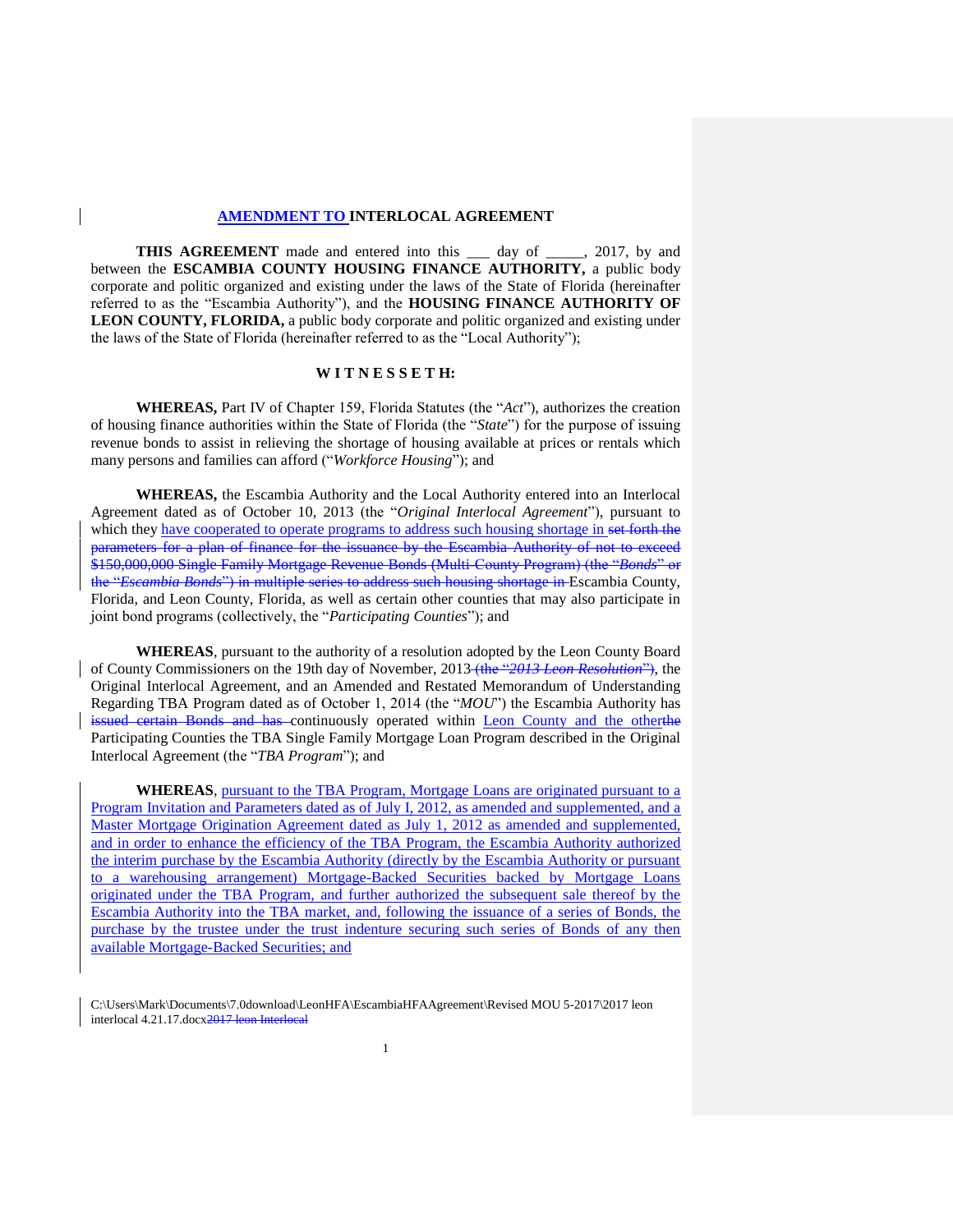# AMENDMENT TO INTERLOCAL AGREEMENT

**THIS AGREEMENT** made and entered into this ___ day of _____, 2017, by and between the **ESCAMBIA COUNTY HOUSING FINANCE AUTHORITY,** a public body corporate and politic organized and existing under the laws of the State of Florida (hereinafter referred to as the "Escambia Authority"), and the **HOUSING FINANCE AUTHORITY OF LEON COUNTY, FLORIDA,** a public body corporate and politic organized and existing under the laws of the State of Florida (hereinafter referred to as the "Local Authority");

## W I T N E S S E T H:

**WHEREAS,** Part IV of Chapter 159, Florida Statutes (the "*Act*"), authorizes the creation of housing finance authorities within the State of Florida (the "*State*") for the purpose of issuing revenue bonds to assist in relieving the shortage of housing available at prices or rentals which many persons and families can afford ("*Workforce Housing*"); and

**WHEREAS,** the Escambia Authority and the Local Authority entered into an Interlocal Agreement dated as of October 10, 2013 (the "*Original Interlocal Agreement*"), pursuant to which they have cooperated to operate programs to address such housing shortage in ~~set forth the parameters for a plan of finance for the issuance by the Escambia Authority of not to exceed \$150,000,000 Single Family Mortgage Revenue Bonds (Multi-County Program) (the "*Bonds*" or the "*Escambia Bonds*") in multiple series to address such housing shortage in~~ Escambia County, Florida, and Leon County, Florida, as well as certain other counties that may also participate in joint bond programs (collectively, the "*Participating Counties*"); and

**WHEREAS**, pursuant to the authority of a resolution adopted by the Leon County Board of County Commissioners on the 19th day of November, 2013 ~~(the "*2013 Leon Resolution*")~~, the Original Interlocal Agreement, and an Amended and Restated Memorandum of Understanding Regarding TBA Program dated as of October 1, 2014 (the "*MOU*") the Escambia Authority has ~~issued certain Bonds and has~~ continuously operated within Leon County and the other~~the~~ Participating Counties the TBA Single Family Mortgage Loan Program described in the Original Interlocal Agreement (the "*TBA Program*"); and

**WHEREAS**, pursuant to the TBA Program, Mortgage Loans are originated pursuant to a Program Invitation and Parameters dated as of July I, 2012, as amended and supplemented, and a Master Mortgage Origination Agreement dated as July 1, 2012 as amended and supplemented, and in order to enhance the efficiency of the TBA Program, the Escambia Authority authorized the interim purchase by the Escambia Authority (directly by the Escambia Authority or pursuant to a warehousing arrangement) Mortgage-Backed Securities backed by Mortgage Loans originated under the TBA Program, and further authorized the subsequent sale thereof by the Escambia Authority into the TBA market, and, following the issuance of a series of Bonds, the purchase by the trustee under the trust indenture securing such series of Bonds of any then available Mortgage-Backed Securities; and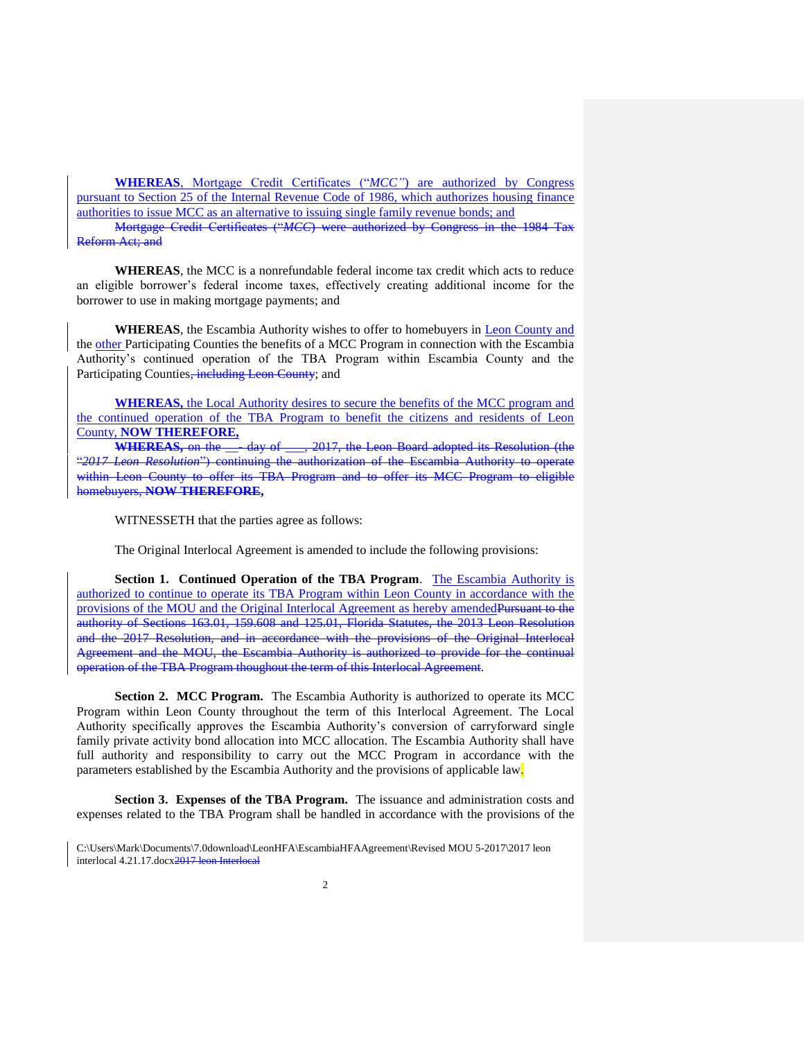**WHEREAS**, Mortgage Credit Certificates ("*MCC*") are authorized by Congress pursuant to Section 25 of the Internal Revenue Code of 1986, which authorizes housing finance authorities to issue MCC as an alternative to issuing single family revenue bonds; and ~~Mortgage Credit Certificates ("*MCC*) were authorized by Congress in the 1984 Tax Reform Act; and~~

**WHEREAS**, the MCC is a nonrefundable federal income tax credit which acts to reduce an eligible borrower's federal income taxes, effectively creating additional income for the borrower to use in making mortgage payments; and

**WHEREAS**, the Escambia Authority wishes to offer to homebuyers in Leon County and the other Participating Counties the benefits of a MCC Program in connection with the Escambia Authority's continued operation of the TBA Program within Escambia County and the Participating Counties~~, including Leon County~~; and

**WHEREAS,** the Local Authority desires to secure the benefits of the MCC program and the continued operation of the TBA Program to benefit the citizens and residents of Leon County, **NOW THEREFORE,**

~~**WHEREAS,** on the \_\_ day of \_\_\_, 2017, the Leon Board adopted its Resolution (the "*2017 Leon Resolution*") continuing the authorization of the Escambia Authority to operate within Leon County to offer its TBA Program and to offer its MCC Program to eligible homebuyers, **NOW THEREFORE**~~**,**

WITNESSETH that the parties agree as follows:

The Original Interlocal Agreement is amended to include the following provisions:

**Section 1. Continued Operation of the TBA Program**. The Escambia Authority is authorized to continue to operate its TBA Program within Leon County in accordance with the provisions of the MOU and the Original Interlocal Agreement as hereby amended~~Pursuant to the authority of Sections 163.01, 159.608 and 125.01, Florida Statutes, the 2013 Leon Resolution and the 2017 Resolution, and in accordance with the provisions of the Original Interlocal Agreement and the MOU, the Escambia Authority is authorized to provide for the continual operation of the TBA Program thoughout the term of this Interlocal Agreement~~.

**Section 2. MCC Program.** The Escambia Authority is authorized to operate its MCC Program within Leon County throughout the term of this Interlocal Agreement. The Local Authority specifically approves the Escambia Authority's conversion of carryforward single family private activity bond allocation into MCC allocation. The Escambia Authority shall have full authority and responsibility to carry out the MCC Program in accordance with the parameters established by the Escambia Authority and the provisions of applicable law.

**Section 3. Expenses of the TBA Program.** The issuance and administration costs and expenses related to the TBA Program shall be handled in accordance with the provisions of the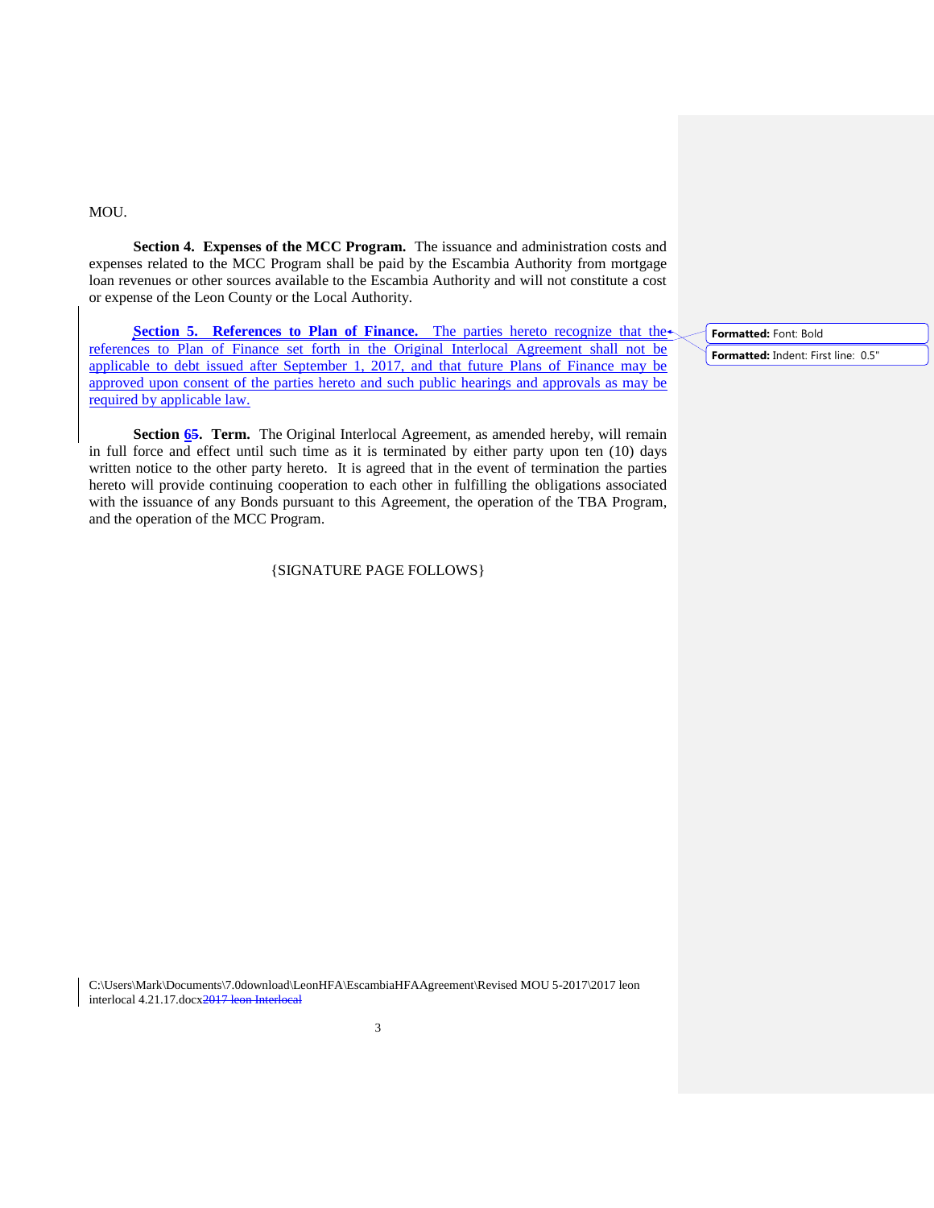MOU.

**Section 4. Expenses of the MCC Program.** The issuance and administration costs and expenses related to the MCC Program shall be paid by the Escambia Authority from mortgage loan revenues or other sources available to the Escambia Authority and will not constitute a cost or expense of the Leon County or the Local Authority.

**Section 5. References to Plan of Finance.** The parties hereto recognize that the references to Plan of Finance set forth in the Original Interlocal Agreement shall not be applicable to debt issued after September 1, 2017, and that future Plans of Finance may be approved upon consent of the parties hereto and such public hearings and approvals as may be required by applicable law.

**Section 6. Term.** The Original Interlocal Agreement, as amended hereby, will remain in full force and effect until such time as it is terminated by either party upon ten (10) days written notice to the other party hereto. It is agreed that in the event of termination the parties hereto will provide continuing cooperation to each other in fulfilling the obligations associated with the issuance of any Bonds pursuant to this Agreement, the operation of the TBA Program, and the operation of the MCC Program.

{SIGNATURE PAGE FOLLOWS}

C:\Users\Mark\Documents\7.0download\LeonHFA\EscambiaHFAAgreement\Revised MOU 5-2017\2017 leon interlocal 4.21.17.docx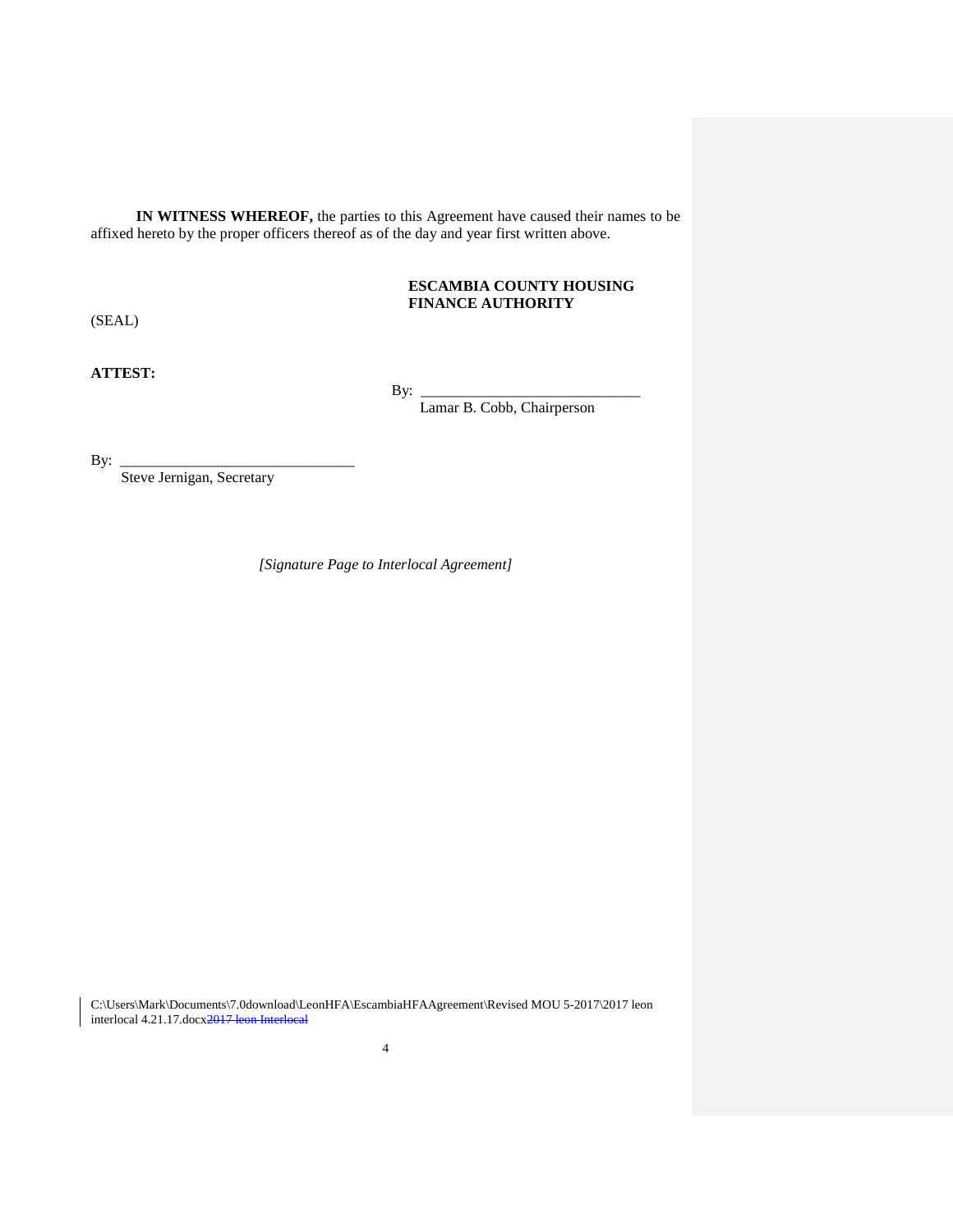**IN WITNESS WHEREOF,** the parties to this Agreement have caused their names to be affixed hereto by the proper officers thereof as of the day and year first written above.

**ESCAMBIA COUNTY HOUSING FINANCE AUTHORITY**

(SEAL)

**ATTEST:**

By: ______________________________
Lamar B. Cobb, Chairperson

By: ______________________________
Steve Jernigan, Secretary

*[Signature Page to Interlocal Agreement]*

C:\Users\Mark\Documents\7.0download\LeonHFA\EscambiaHFAAgreement\Revised MOU 5-2017\2017 leon interlocal 4.21.17.docx~~2017 leon Interlocal~~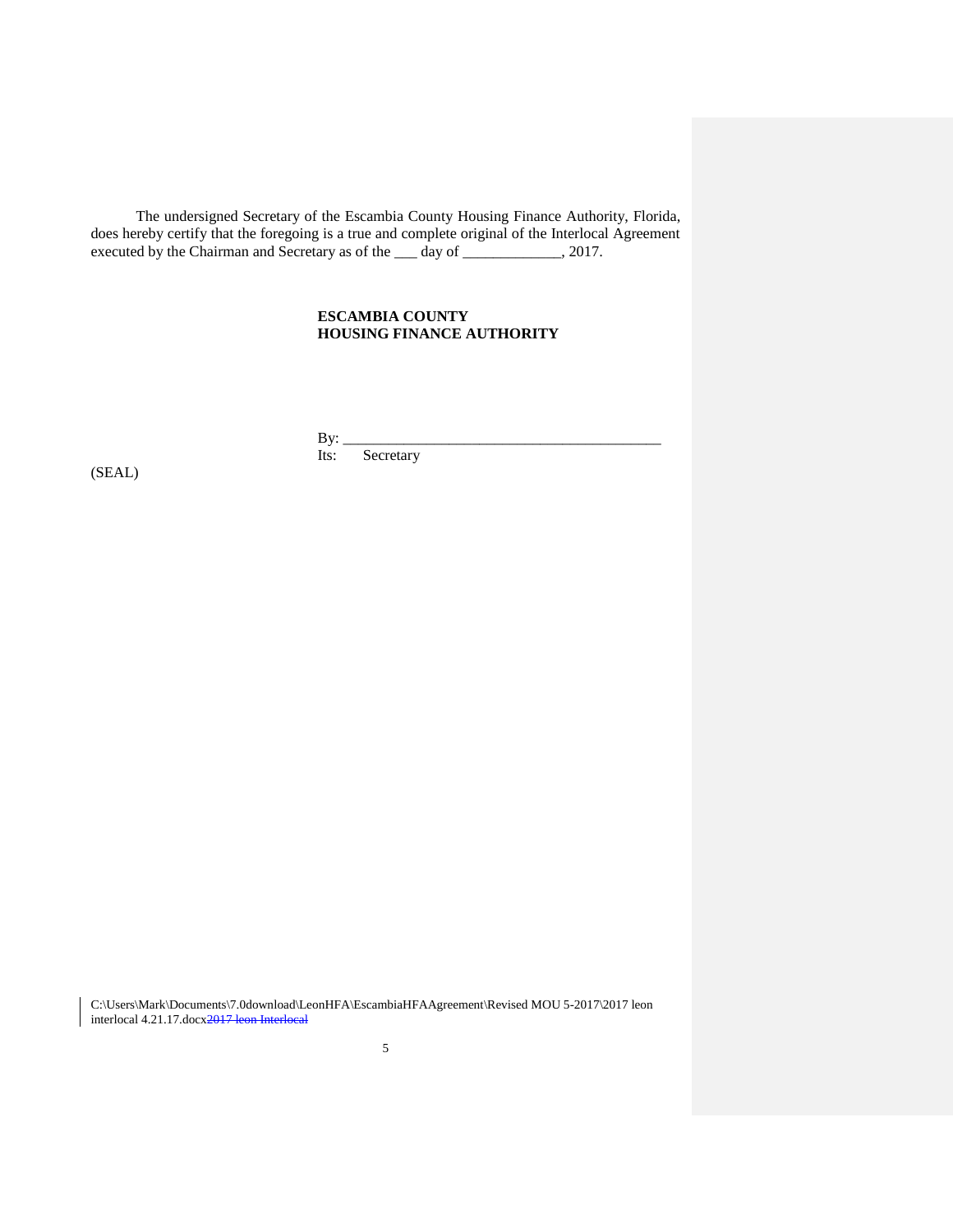The undersigned Secretary of the Escambia County Housing Finance Authority, Florida, does hereby certify that the foregoing is a true and complete original of the Interlocal Agreement executed by the Chairman and Secretary as of the ___ day of _____________, 2017.

**ESCAMBIA COUNTY**
**HOUSING FINANCE AUTHORITY**

By: ___________________________________________
Its: Secretary

(SEAL)

C:\Users\Mark\Documents\7.0download\LeonHFA\EscambiaHFAAgreement\Revised MOU 5-2017\2017 leon interlocal 4.21.17.docx~~2017 leon Interlocal~~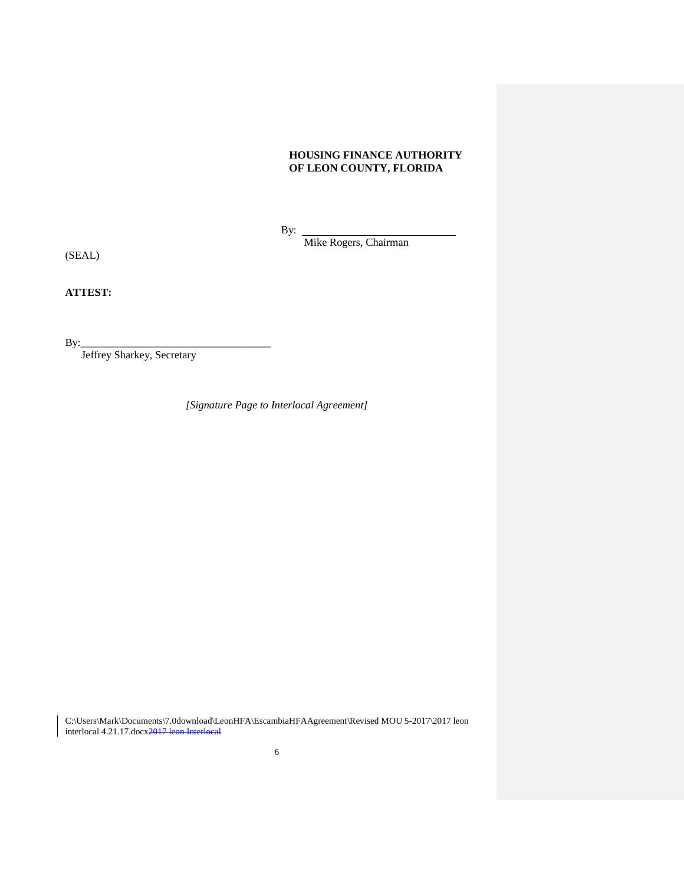**HOUSING FINANCE AUTHORITY OF LEON COUNTY, FLORIDA**

By: ____________________________
Mike Rogers, Chairman

(SEAL)

**ATTEST:**

By:____________________________________
Jeffrey Sharkey, Secretary

*[Signature Page to Interlocal Agreement]*

C:\Users\Mark\Documents\7.0download\LeonHFA\EscambiaHFAAgreement\Revised MOU 5-2017\2017 leon interlocal 4.21.17.docx~~2017 leon Interlocal~~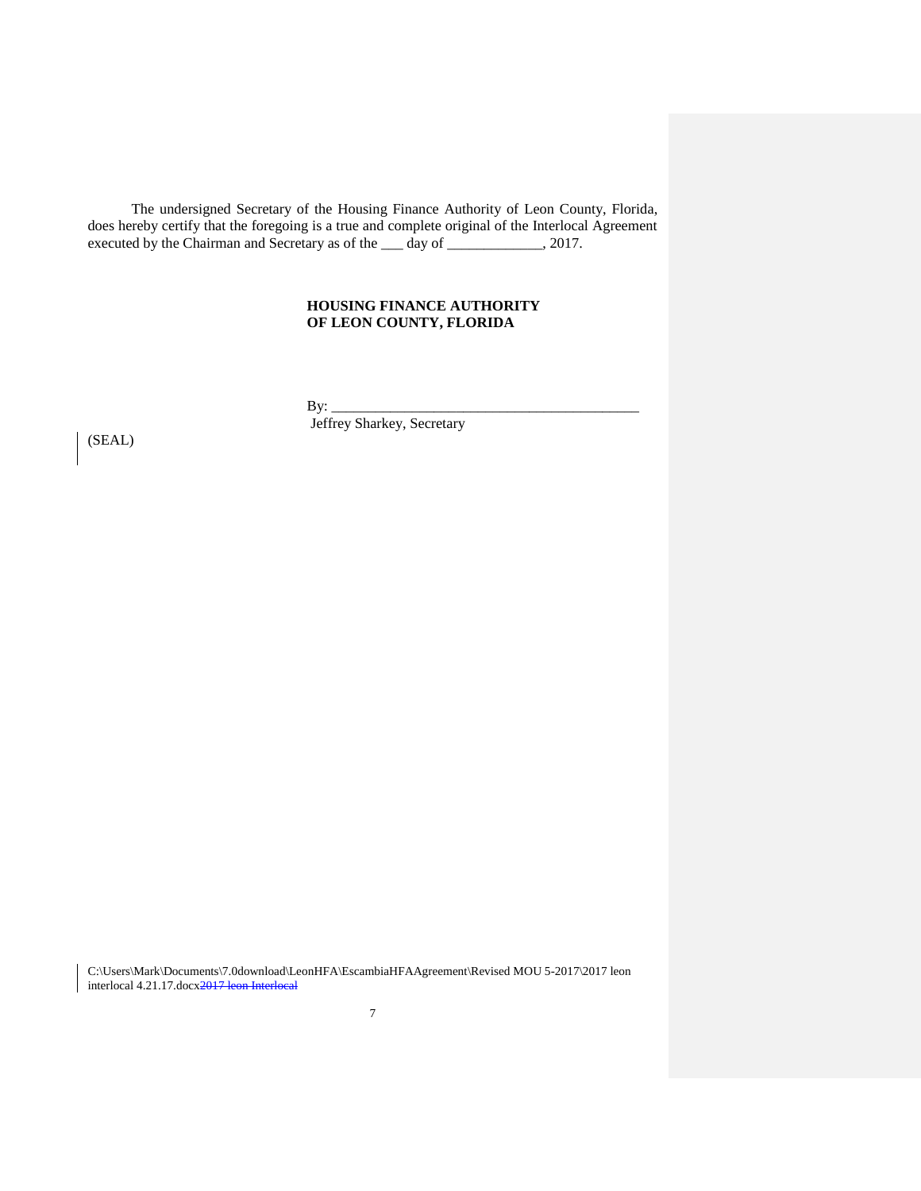The undersigned Secretary of the Housing Finance Authority of Leon County, Florida, does hereby certify that the foregoing is a true and complete original of the Interlocal Agreement executed by the Chairman and Secretary as of the ___ day of _____________, 2017.

**HOUSING FINANCE AUTHORITY OF LEON COUNTY, FLORIDA**

By: ___________________________________________
Jeffrey Sharkey, Secretary

(SEAL)

C:\Users\Mark\Documents\7.0download\LeonHFA\EscambiaHFAAgreement\Revised MOU 5-2017\2017 leon interlocal 4.21.17.docx~~2017 leon Interlocal~~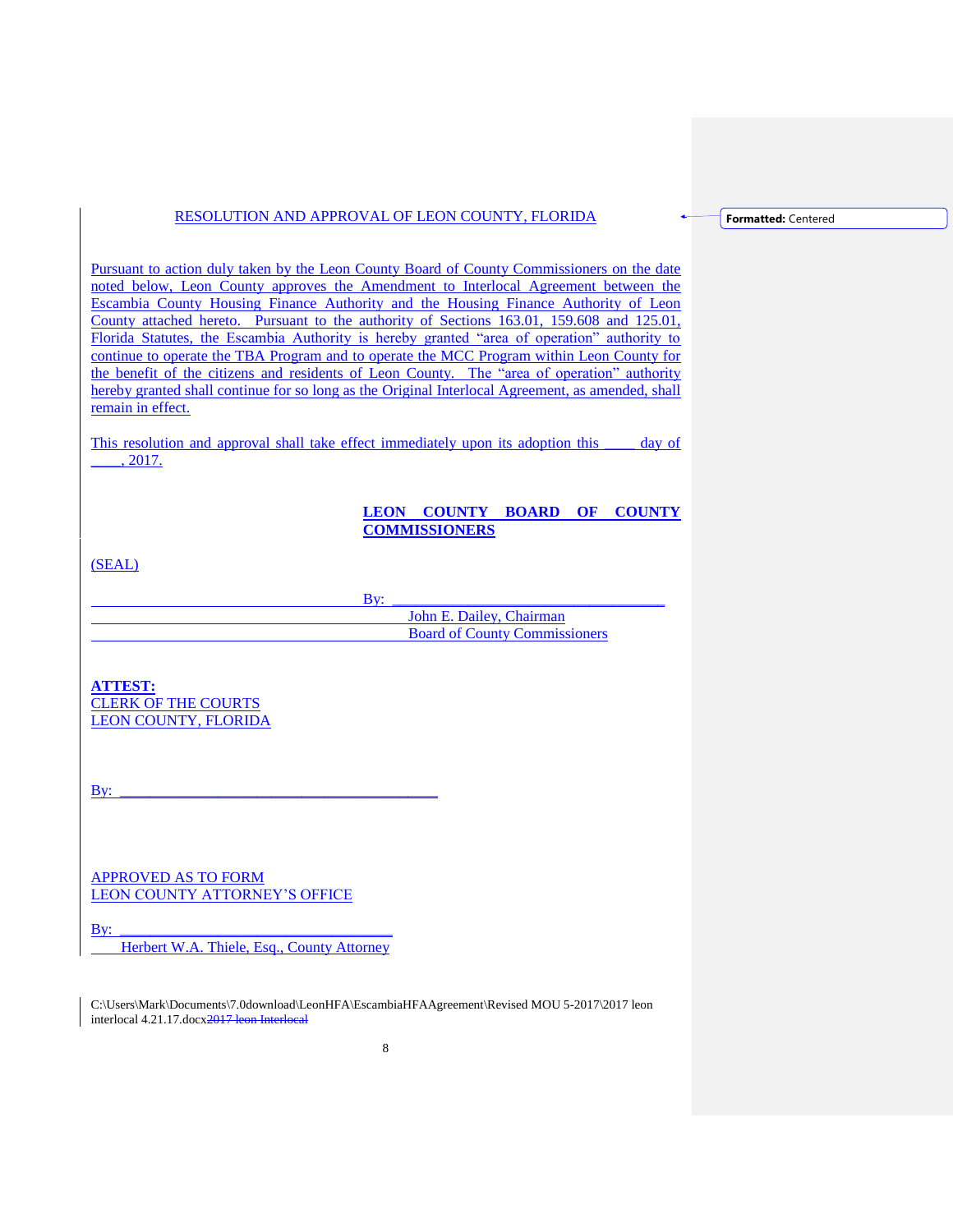RESOLUTION AND APPROVAL OF LEON COUNTY, FLORIDA

Pursuant to action duly taken by the Leon County Board of County Commissioners on the date noted below, Leon County approves the Amendment to Interlocal Agreement between the Escambia County Housing Finance Authority and the Housing Finance Authority of Leon County attached hereto. Pursuant to the authority of Sections 163.01, 159.608 and 125.01, Florida Statutes, the Escambia Authority is hereby granted "area of operation" authority to continue to operate the TBA Program and to operate the MCC Program within Leon County for the benefit of the citizens and residents of Leon County. The "area of operation" authority hereby granted shall continue for so long as the Original Interlocal Agreement, as amended, shall remain in effect.

This resolution and approval shall take effect immediately upon its adoption this ____ day of ____, 2017.

**LEON COUNTY BOARD OF COUNTY COMMISSIONERS**

(SEAL)

By: ___________________________________
John E. Dailey, Chairman
Board of County Commissioners

**ATTEST:**
CLERK OF THE COURTS
LEON COUNTY, FLORIDA

By: ___________________________________________

APPROVED AS TO FORM
LEON COUNTY ATTORNEY'S OFFICE

By: ___________________________________
Herbert W.A. Thiele, Esq., County Attorney

C:\Users\Mark\Documents\7.0download\LeonHFA\EscambiaHFAAgreement\Revised MOU 5-2017\2017 leon interlocal 4.21.17.docx~~2017 leon Interlocal~~